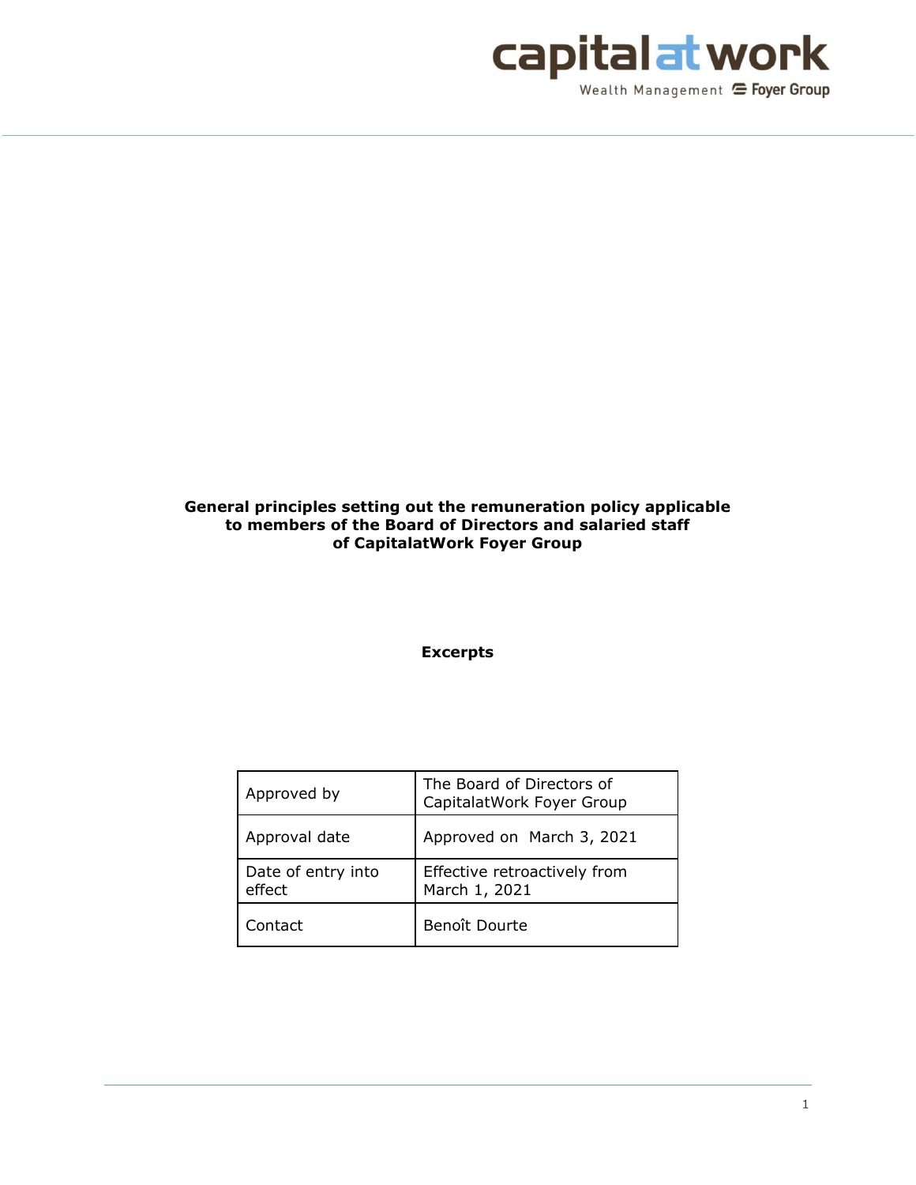**General principles setting out the remuneration policy applicable to members of the Board of Directors and salaried staff of CapitalatWork Foyer Group**

**Excerpts**

| | |
|---|---|
| Approved by | The Board of Directors of CapitalatWork Foyer Group |
| Approval date | Approved on March 3, 2021 |
| Date of entry into effect | Effective retroactively from March 1, 2021 |
| Contact | Benoît Dourte |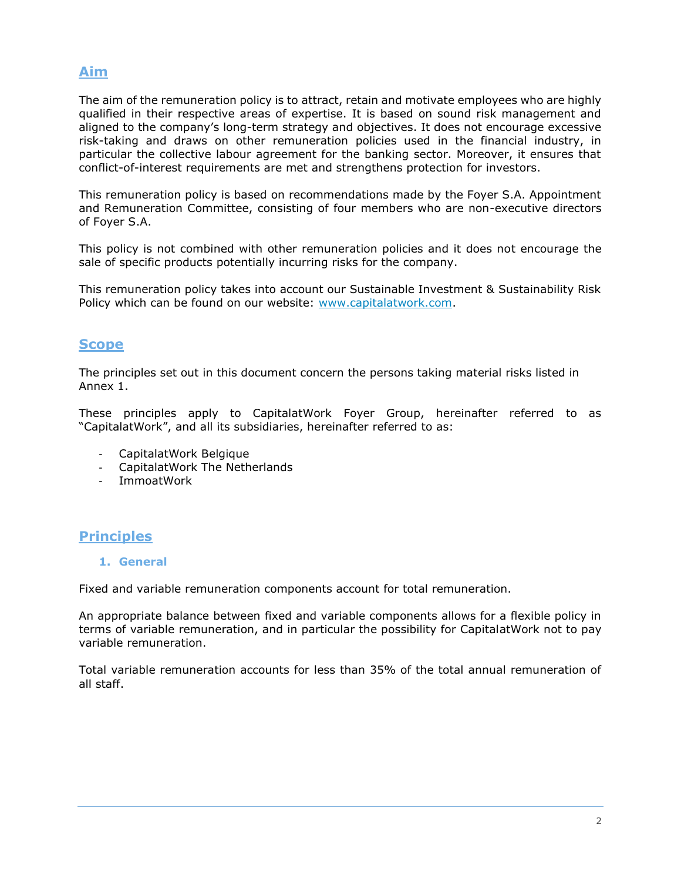## Aim

The aim of the remuneration policy is to attract, retain and motivate employees who are highly qualified in their respective areas of expertise. It is based on sound risk management and aligned to the company's long-term strategy and objectives. It does not encourage excessive risk-taking and draws on other remuneration policies used in the financial industry, in particular the collective labour agreement for the banking sector. Moreover, it ensures that conflict-of-interest requirements are met and strengthens protection for investors.

This remuneration policy is based on recommendations made by the Foyer S.A. Appointment and Remuneration Committee, consisting of four members who are non-executive directors of Foyer S.A.

This policy is not combined with other remuneration policies and it does not encourage the sale of specific products potentially incurring risks for the company.

This remuneration policy takes into account our Sustainable Investment & Sustainability Risk Policy which can be found on our website: [www.capitalatwork.com](http://www.capitalatwork.com).

## Scope

The principles set out in this document concern the persons taking material risks listed in Annex 1.

These principles apply to CapitalatWork Foyer Group, hereinafter referred to as "CapitalatWork", and all its subsidiaries, hereinafter referred to as:

- CapitalatWork Belgique
- CapitalatWork The Netherlands
- ImmoatWork

## Principles

### 1. General

Fixed and variable remuneration components account for total remuneration.

An appropriate balance between fixed and variable components allows for a flexible policy in terms of variable remuneration, and in particular the possibility for CapitalatWork not to pay variable remuneration.

Total variable remuneration accounts for less than 35% of the total annual remuneration of all staff.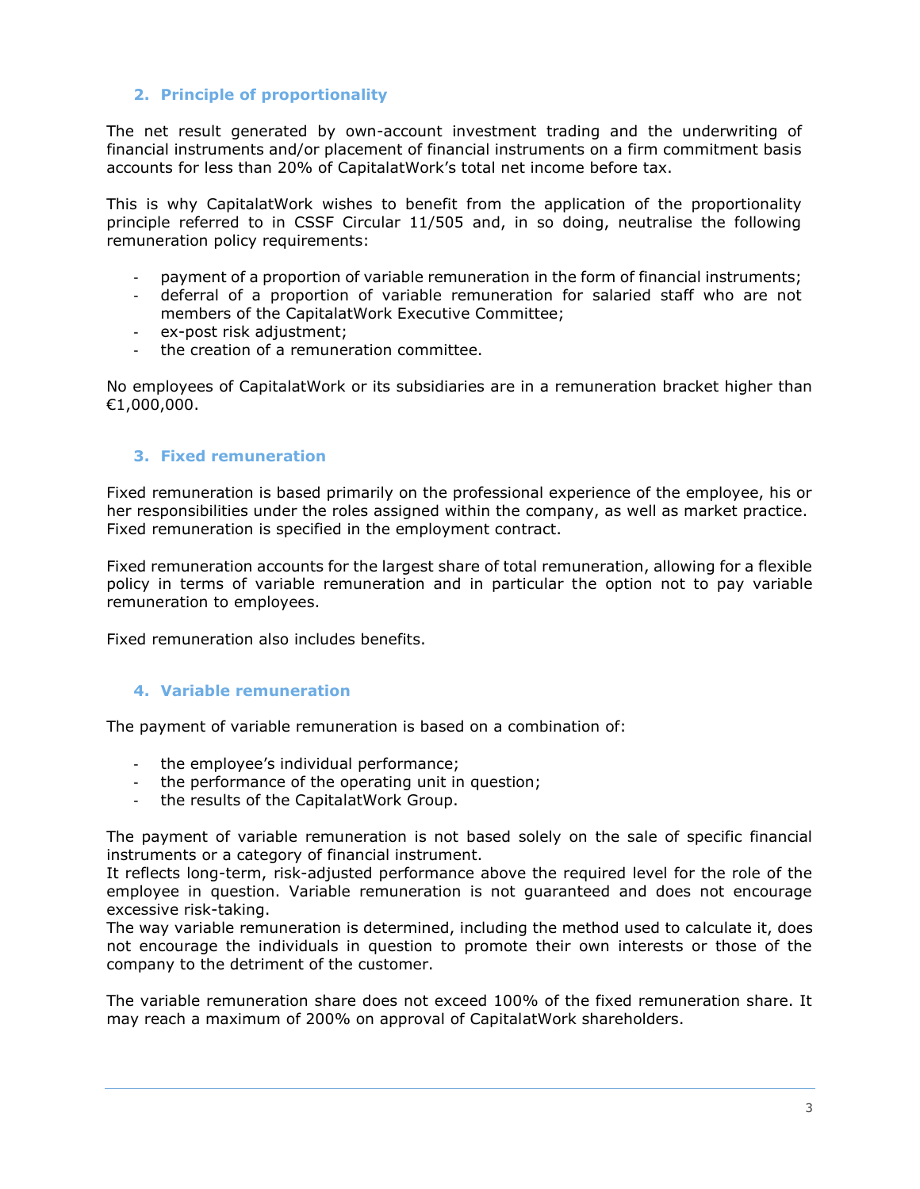## 2. Principle of proportionality

The net result generated by own-account investment trading and the underwriting of financial instruments and/or placement of financial instruments on a firm commitment basis accounts for less than 20% of CapitalatWork's total net income before tax.

This is why CapitalatWork wishes to benefit from the application of the proportionality principle referred to in CSSF Circular 11/505 and, in so doing, neutralise the following remuneration policy requirements:

- payment of a proportion of variable remuneration in the form of financial instruments;
- deferral of a proportion of variable remuneration for salaried staff who are not members of the CapitalatWork Executive Committee;
- ex-post risk adjustment;
- the creation of a remuneration committee.

No employees of CapitalatWork or its subsidiaries are in a remuneration bracket higher than €1,000,000.

## 3. Fixed remuneration

Fixed remuneration is based primarily on the professional experience of the employee, his or her responsibilities under the roles assigned within the company, as well as market practice. Fixed remuneration is specified in the employment contract.

Fixed remuneration accounts for the largest share of total remuneration, allowing for a flexible policy in terms of variable remuneration and in particular the option not to pay variable remuneration to employees.

Fixed remuneration also includes benefits.

## 4. Variable remuneration

The payment of variable remuneration is based on a combination of:

- the employee's individual performance;
- the performance of the operating unit in question;
- the results of the CapitalatWork Group.

The payment of variable remuneration is not based solely on the sale of specific financial instruments or a category of financial instrument.
It reflects long-term, risk-adjusted performance above the required level for the role of the employee in question. Variable remuneration is not guaranteed and does not encourage excessive risk-taking.
The way variable remuneration is determined, including the method used to calculate it, does not encourage the individuals in question to promote their own interests or those of the company to the detriment of the customer.

The variable remuneration share does not exceed 100% of the fixed remuneration share. It may reach a maximum of 200% on approval of CapitalatWork shareholders.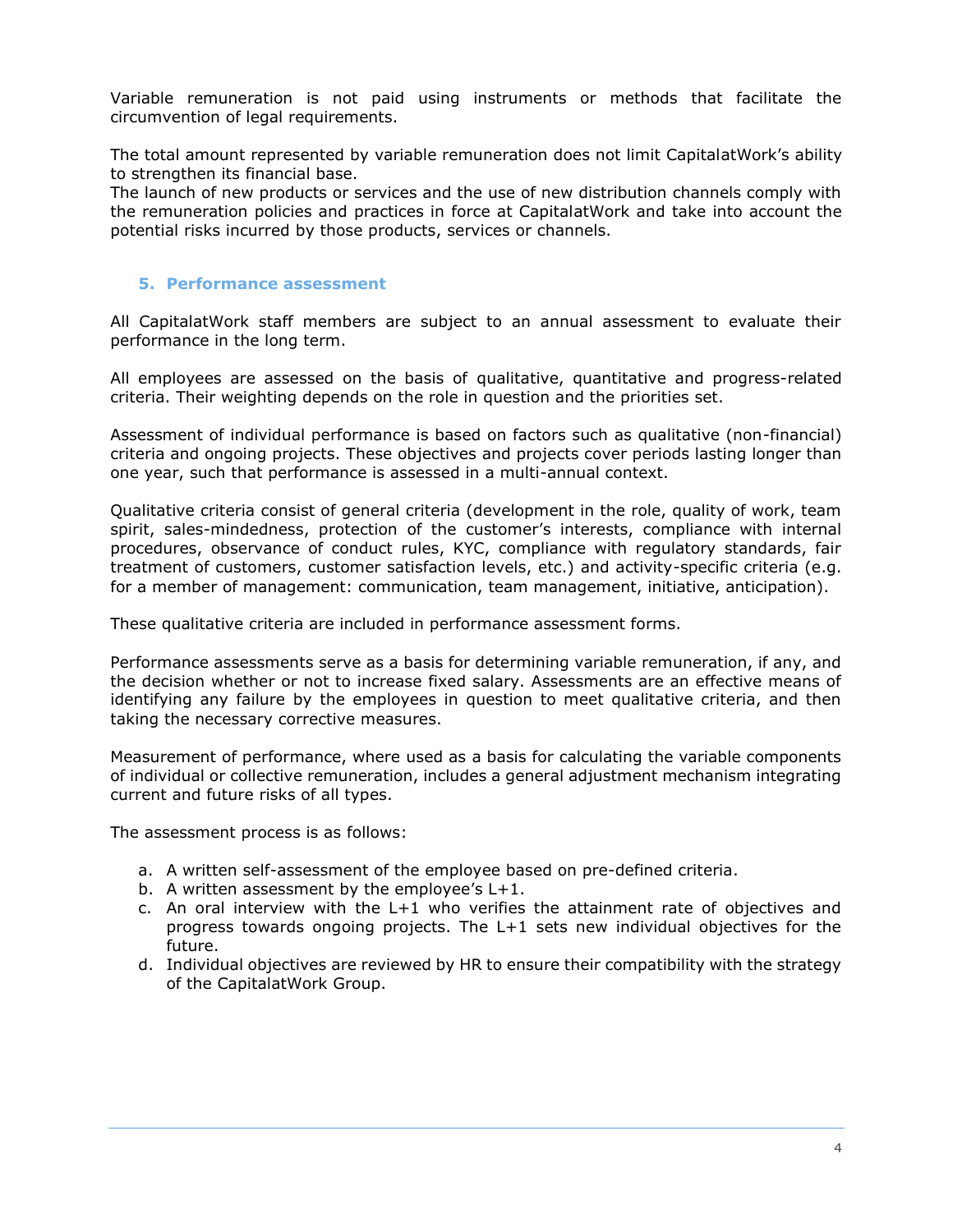Variable remuneration is not paid using instruments or methods that facilitate the circumvention of legal requirements.

The total amount represented by variable remuneration does not limit CapitalatWork's ability to strengthen its financial base.
The launch of new products or services and the use of new distribution channels comply with the remuneration policies and practices in force at CapitalatWork and take into account the potential risks incurred by those products, services or channels.

## 5. Performance assessment

All CapitalatWork staff members are subject to an annual assessment to evaluate their performance in the long term.

All employees are assessed on the basis of qualitative, quantitative and progress-related criteria. Their weighting depends on the role in question and the priorities set.

Assessment of individual performance is based on factors such as qualitative (non-financial) criteria and ongoing projects. These objectives and projects cover periods lasting longer than one year, such that performance is assessed in a multi-annual context.

Qualitative criteria consist of general criteria (development in the role, quality of work, team spirit, sales-mindedness, protection of the customer's interests, compliance with internal procedures, observance of conduct rules, KYC, compliance with regulatory standards, fair treatment of customers, customer satisfaction levels, etc.) and activity-specific criteria (e.g. for a member of management: communication, team management, initiative, anticipation).

These qualitative criteria are included in performance assessment forms.

Performance assessments serve as a basis for determining variable remuneration, if any, and the decision whether or not to increase fixed salary. Assessments are an effective means of identifying any failure by the employees in question to meet qualitative criteria, and then taking the necessary corrective measures.

Measurement of performance, where used as a basis for calculating the variable components of individual or collective remuneration, includes a general adjustment mechanism integrating current and future risks of all types.

The assessment process is as follows:

a. A written self-assessment of the employee based on pre-defined criteria.
b. A written assessment by the employee's L+1.
c. An oral interview with the L+1 who verifies the attainment rate of objectives and progress towards ongoing projects. The L+1 sets new individual objectives for the future.
d. Individual objectives are reviewed by HR to ensure their compatibility with the strategy of the CapitalatWork Group.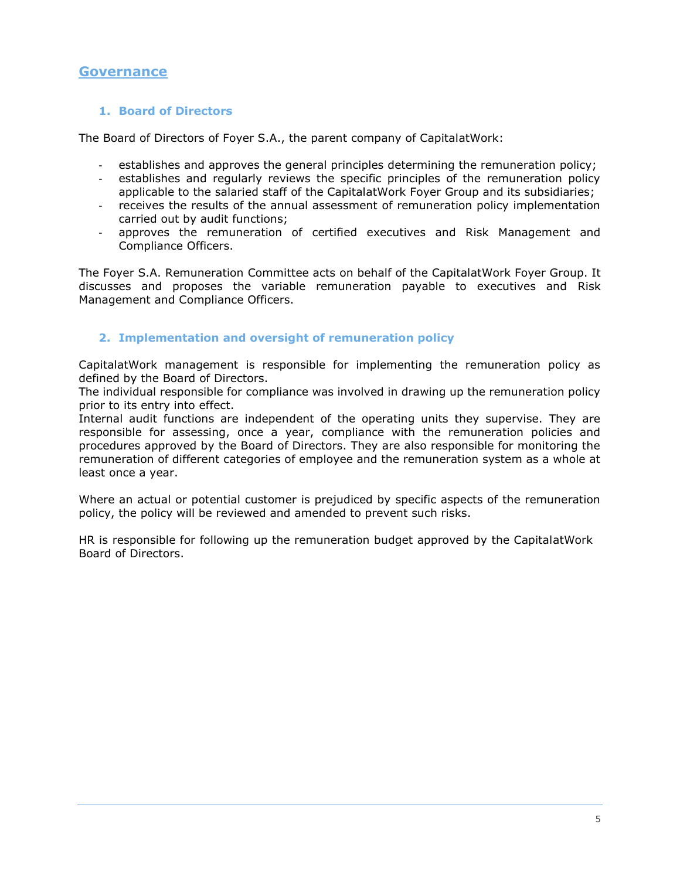# Governance

## 1. Board of Directors

The Board of Directors of Foyer S.A., the parent company of CapitalatWork:

- establishes and approves the general principles determining the remuneration policy;
- establishes and regularly reviews the specific principles of the remuneration policy applicable to the salaried staff of the CapitalatWork Foyer Group and its subsidiaries;
- receives the results of the annual assessment of remuneration policy implementation carried out by audit functions;
- approves the remuneration of certified executives and Risk Management and Compliance Officers.

The Foyer S.A. Remuneration Committee acts on behalf of the CapitalatWork Foyer Group. It discusses and proposes the variable remuneration payable to executives and Risk Management and Compliance Officers.

## 2. Implementation and oversight of remuneration policy

CapitalatWork management is responsible for implementing the remuneration policy as defined by the Board of Directors.
The individual responsible for compliance was involved in drawing up the remuneration policy prior to its entry into effect.
Internal audit functions are independent of the operating units they supervise. They are responsible for assessing, once a year, compliance with the remuneration policies and procedures approved by the Board of Directors. They are also responsible for monitoring the remuneration of different categories of employee and the remuneration system as a whole at least once a year.

Where an actual or potential customer is prejudiced by specific aspects of the remuneration policy, the policy will be reviewed and amended to prevent such risks.

HR is responsible for following up the remuneration budget approved by the CapitalatWork Board of Directors.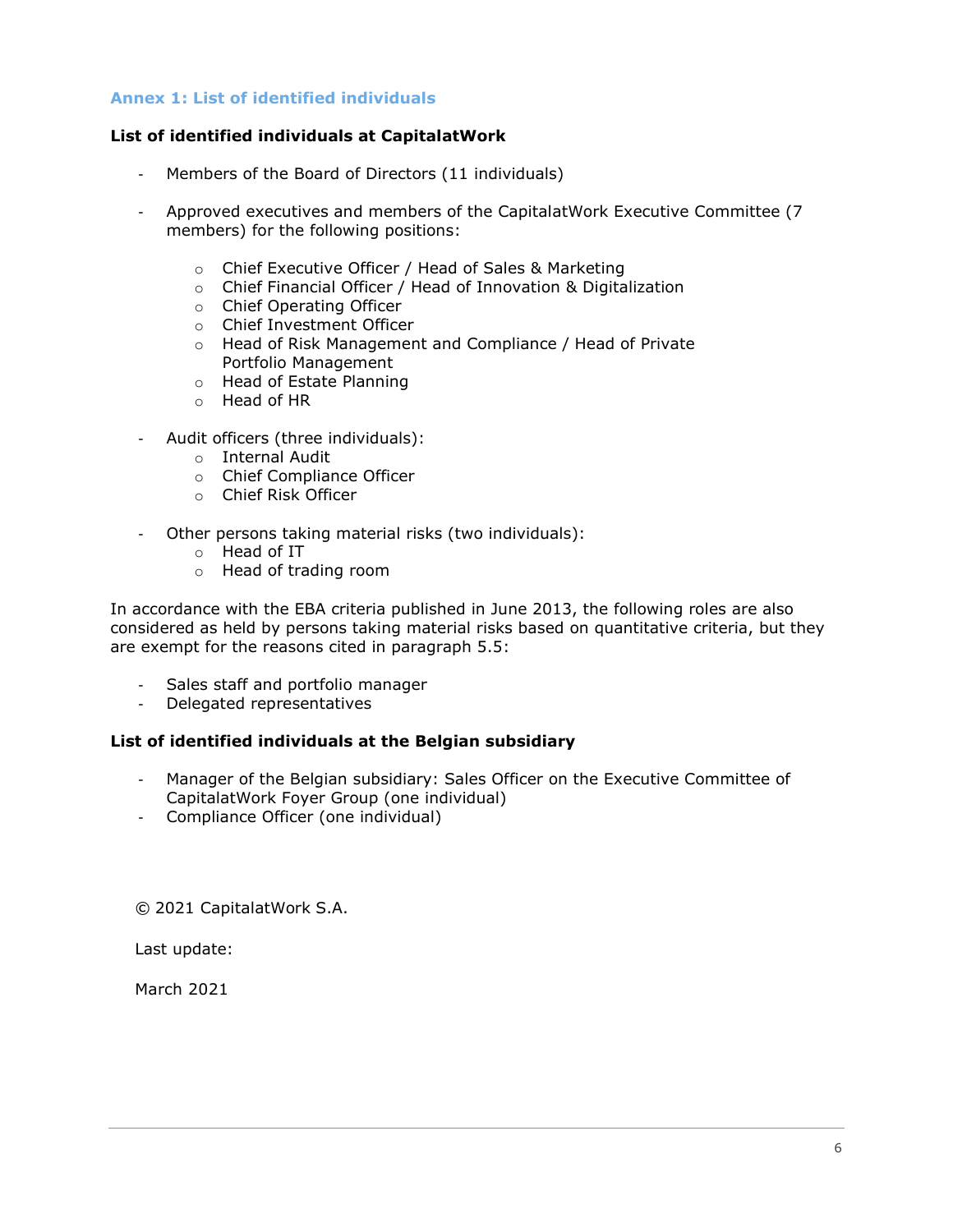## Annex 1: List of identified individuals

**List of identified individuals at CapitalatWork**

- Members of the Board of Directors (11 individuals)

- Approved executives and members of the CapitalatWork Executive Committee (7 members) for the following positions:

    - Chief Executive Officer / Head of Sales & Marketing
    - Chief Financial Officer / Head of Innovation & Digitalization
    - Chief Operating Officer
    - Chief Investment Officer
    - Head of Risk Management and Compliance / Head of Private Portfolio Management
    - Head of Estate Planning
    - Head of HR

- Audit officers (three individuals):
    - Internal Audit
    - Chief Compliance Officer
    - Chief Risk Officer

- Other persons taking material risks (two individuals):
    - Head of IT
    - Head of trading room

In accordance with the EBA criteria published in June 2013, the following roles are also considered as held by persons taking material risks based on quantitative criteria, but they are exempt for the reasons cited in paragraph 5.5:

- Sales staff and portfolio manager
- Delegated representatives

**List of identified individuals at the Belgian subsidiary**

- Manager of the Belgian subsidiary: Sales Officer on the Executive Committee of CapitalatWork Foyer Group (one individual)
- Compliance Officer (one individual)

© 2021 CapitalatWork S.A.

Last update:

March 2021